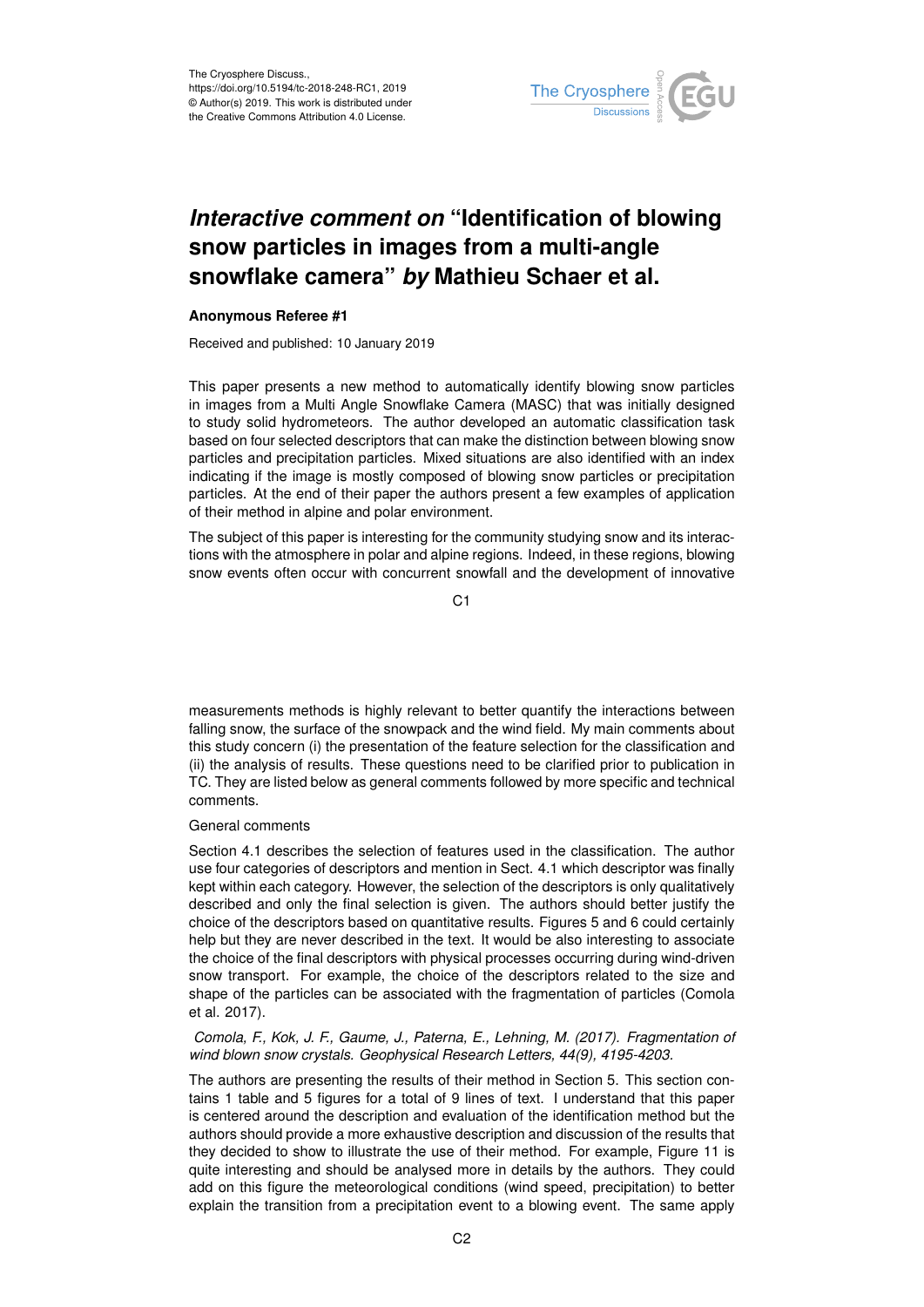The Cryosphere Discuss.,
https://doi.org/10.5194/tc-2018-248-RC1, 2019
© Author(s) 2019. This work is distributed under
the Creative Commons Attribution 4.0 License.

# *Interactive comment on* "Identification of blowing snow particles in images from a multi-angle snowflake camera" *by* Mathieu Schaer et al.

**Anonymous Referee #1**

Received and published: 10 January 2019

This paper presents a new method to automatically identify blowing snow particles in images from a Multi Angle Snowflake Camera (MASC) that was initially designed to study solid hydrometeors. The author developed an automatic classification task based on four selected descriptors that can make the distinction between blowing snow particles and precipitation particles. Mixed situations are also identified with an index indicating if the image is mostly composed of blowing snow particles or precipitation particles. At the end of their paper the authors present a few examples of application of their method in alpine and polar environment.

The subject of this paper is interesting for the community studying snow and its interactions with the atmosphere in polar and alpine regions. Indeed, in these regions, blowing snow events often occur with concurrent snowfall and the development of innovative measurements methods is highly relevant to better quantify the interactions between falling snow, the surface of the snowpack and the wind field. My main comments about this study concern (i) the presentation of the feature selection for the classification and (ii) the analysis of results. These questions need to be clarified prior to publication in TC. They are listed below as general comments followed by more specific and technical comments.

General comments

Section 4.1 describes the selection of features used in the classification. The author use four categories of descriptors and mention in Sect. 4.1 which descriptor was finally kept within each category. However, the selection of the descriptors is only qualitatively described and only the final selection is given. The authors should better justify the choice of the descriptors based on quantitative results. Figures 5 and 6 could certainly help but they are never described in the text. It would be also interesting to associate the choice of the final descriptors with physical processes occurring during wind-driven snow transport. For example, the choice of the descriptors related to the size and shape of the particles can be associated with the fragmentation of particles (Comola et al. 2017).

*Comola, F., Kok, J. F., Gaume, J., Paterna, E., Lehning, M. (2017). Fragmentation of wind blown snow crystals. Geophysical Research Letters, 44(9), 4195-4203.*

The authors are presenting the results of their method in Section 5. This section contains 1 table and 5 figures for a total of 9 lines of text. I understand that this paper is centered around the description and evaluation of the identification method but the authors should provide a more exhaustive description and discussion of the results that they decided to show to illustrate the use of their method. For example, Figure 11 is quite interesting and should be analysed more in details by the authors. They could add on this figure the meteorological conditions (wind speed, precipitation) to better explain the transition from a precipitation event to a blowing event. The same apply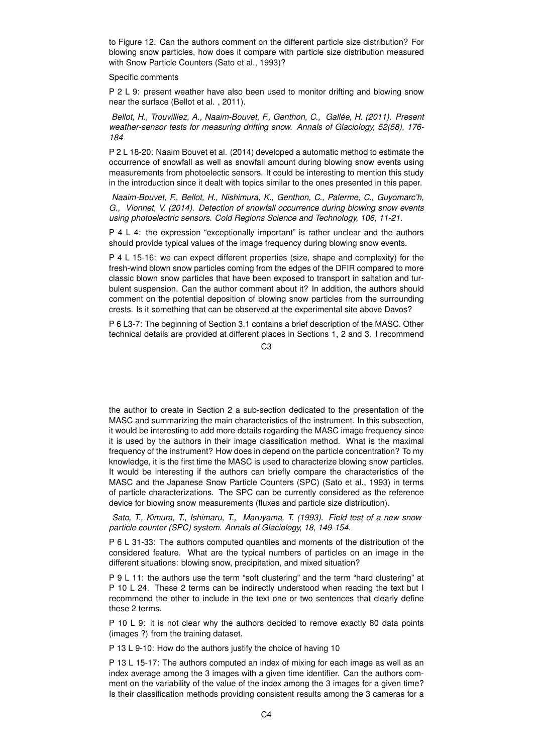to Figure 12. Can the authors comment on the different particle size distribution? For blowing snow particles, how does it compare with particle size distribution measured with Snow Particle Counters (Sato et al., 1993)?

Specific comments

P 2 L 9: present weather have also been used to monitor drifting and blowing snow near the surface (Bellot et al. , 2011).

*Bellot, H., Trouvilliez, A., Naaim-Bouvet, F., Genthon, C., Gallée, H. (2011). Present weather-sensor tests for measuring drifting snow. Annals of Glaciology, 52(58), 176-184*

P 2 L 18-20: Naaim Bouvet et al. (2014) developed a automatic method to estimate the occurrence of snowfall as well as snowfall amount during blowing snow events using measurements from photoelectic sensors. It could be interesting to mention this study in the introduction since it dealt with topics similar to the ones presented in this paper.

*Naaim-Bouvet, F., Bellot, H., Nishimura, K., Genthon, C., Palerme, C., Guyomarc'h, G., Vionnet, V. (2014). Detection of snowfall occurrence during blowing snow events using photoelectric sensors. Cold Regions Science and Technology, 106, 11-21.*

P 4 L 4: the expression "exceptionally important" is rather unclear and the authors should provide typical values of the image frequency during blowing snow events.

P 4 L 15-16: we can expect different properties (size, shape and complexity) for the fresh-wind blown snow particles coming from the edges of the DFIR compared to more classic blown snow particles that have been exposed to transport in saltation and turbulent suspension. Can the author comment about it? In addition, the authors should comment on the potential deposition of blowing snow particles from the surrounding crests. Is it something that can be observed at the experimental site above Davos?

P 6 L3-7: The beginning of Section 3.1 contains a brief description of the MASC. Other technical details are provided at different places in Sections 1, 2 and 3. I recommend the author to create in Section 2 a sub-section dedicated to the presentation of the MASC and summarizing the main characteristics of the instrument. In this subsection, it would be interesting to add more details regarding the MASC image frequency since it is used by the authors in their image classification method. What is the maximal frequency of the instrument? How does in depend on the particle concentration? To my knowledge, it is the first time the MASC is used to characterize blowing snow particles. It would be interesting if the authors can briefly compare the characteristics of the MASC and the Japanese Snow Particle Counters (SPC) (Sato et al., 1993) in terms of particle characterizations. The SPC can be currently considered as the reference device for blowing snow measurements (fluxes and particle size distribution).

*Sato, T., Kimura, T., Ishimaru, T., Maruyama, T. (1993). Field test of a new snow-particle counter (SPC) system. Annals of Glaciology, 18, 149-154.*

P 6 L 31-33: The authors computed quantiles and moments of the distribution of the considered feature. What are the typical numbers of particles on an image in the different situations: blowing snow, precipitation, and mixed situation?

P 9 L 11: the authors use the term "soft clustering" and the term "hard clustering" at P 10 L 24. These 2 terms can be indirectly understood when reading the text but I recommend the other to include in the text one or two sentences that clearly define these 2 terms.

P 10 L 9: it is not clear why the authors decided to remove exactly 80 data points (images ?) from the training dataset.

P 13 L 9-10: How do the authors justify the choice of having 10

P 13 L 15-17: The authors computed an index of mixing for each image as well as an index average among the 3 images with a given time identifier. Can the authors comment on the variability of the value of the index among the 3 images for a given time? Is their classification methods providing consistent results among the 3 cameras for a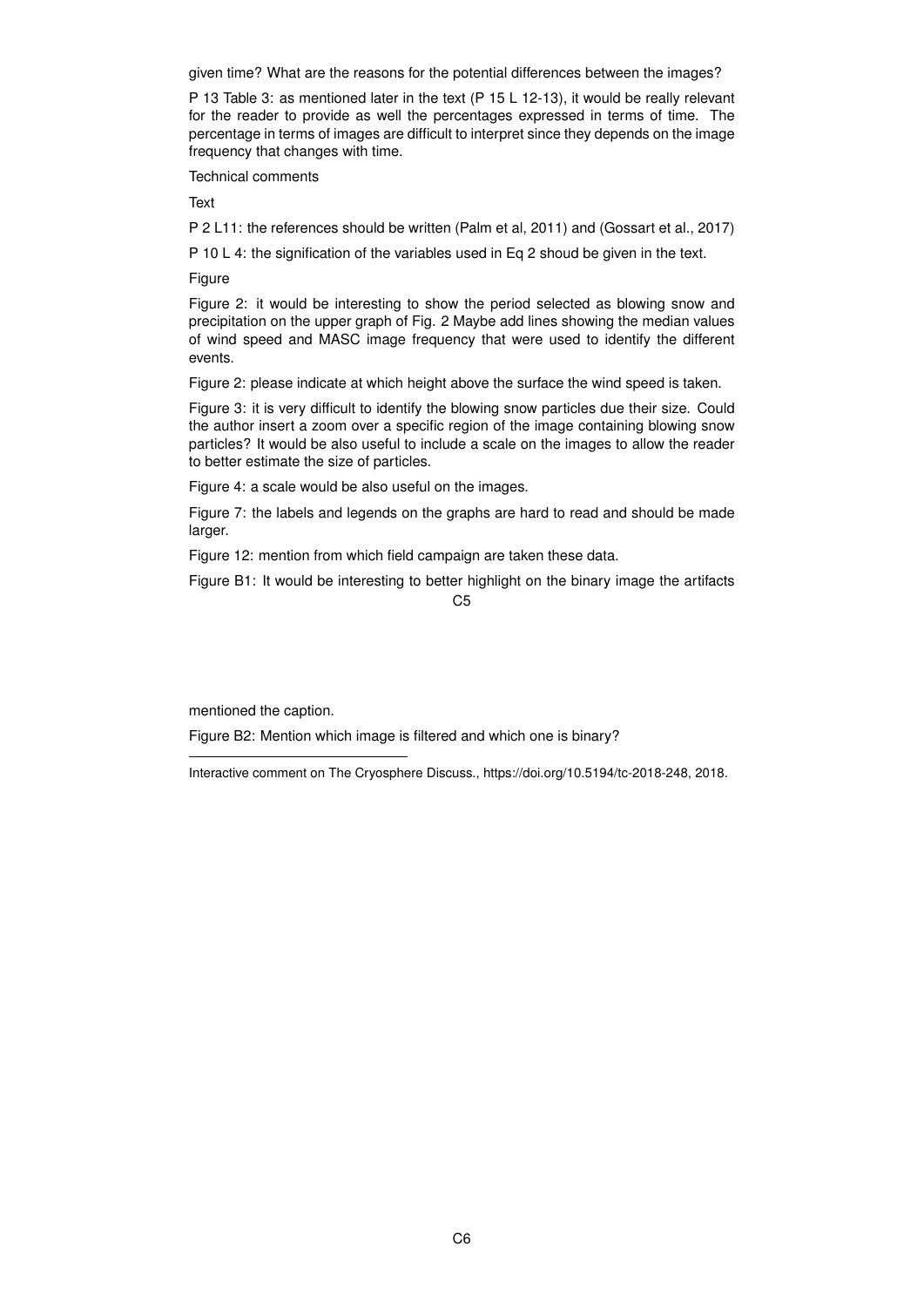given time? What are the reasons for the potential differences between the images?

P 13 Table 3: as mentioned later in the text (P 15 L 12-13), it would be really relevant for the reader to provide as well the percentages expressed in terms of time. The percentage in terms of images are difficult to interpret since they depends on the image frequency that changes with time.

Technical comments

Text

P 2 L11: the references should be written (Palm et al, 2011) and (Gossart et al., 2017)

P 10 L 4: the signification of the variables used in Eq 2 shoud be given in the text.

Figure

Figure 2: it would be interesting to show the period selected as blowing snow and precipitation on the upper graph of Fig. 2 Maybe add lines showing the median values of wind speed and MASC image frequency that were used to identify the different events.

Figure 2: please indicate at which height above the surface the wind speed is taken.

Figure 3: it is very difficult to identify the blowing snow particles due their size. Could the author insert a zoom over a specific region of the image containing blowing snow particles? It would be also useful to include a scale on the images to allow the reader to better estimate the size of particles.

Figure 4: a scale would be also useful on the images.

Figure 7: the labels and legends on the graphs are hard to read and should be made larger.

Figure 12: mention from which field campaign are taken these data.

Figure B1: It would be interesting to better highlight on the binary image the artifacts mentioned the caption.

Figure B2: Mention which image is filtered and which one is binary?

---

Interactive comment on The Cryosphere Discuss., https://doi.org/10.5194/tc-2018-248, 2018.